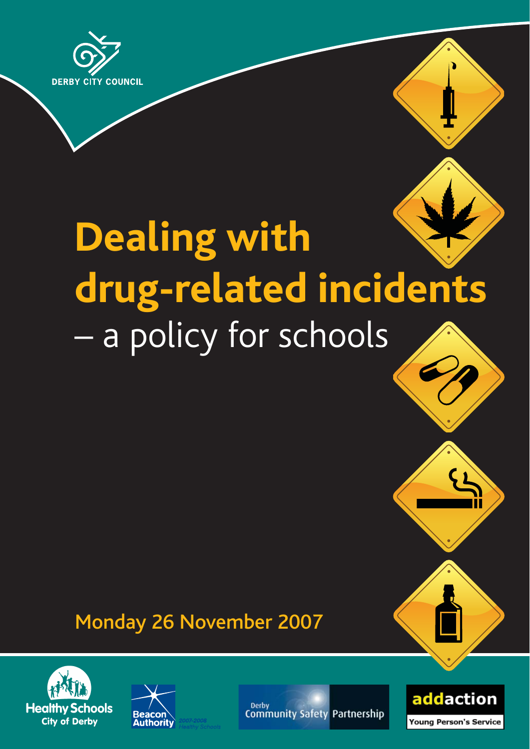DERBY CITY COUNCIL

# Dealing with drug-related incidents

## – a policy for schools

Monday 26 November 2007

Healthy Schools City of Derby

Beacon Authority 2007-2008 Healthy Schools

Derby Community Safety Partnership

addaction Young Person's Service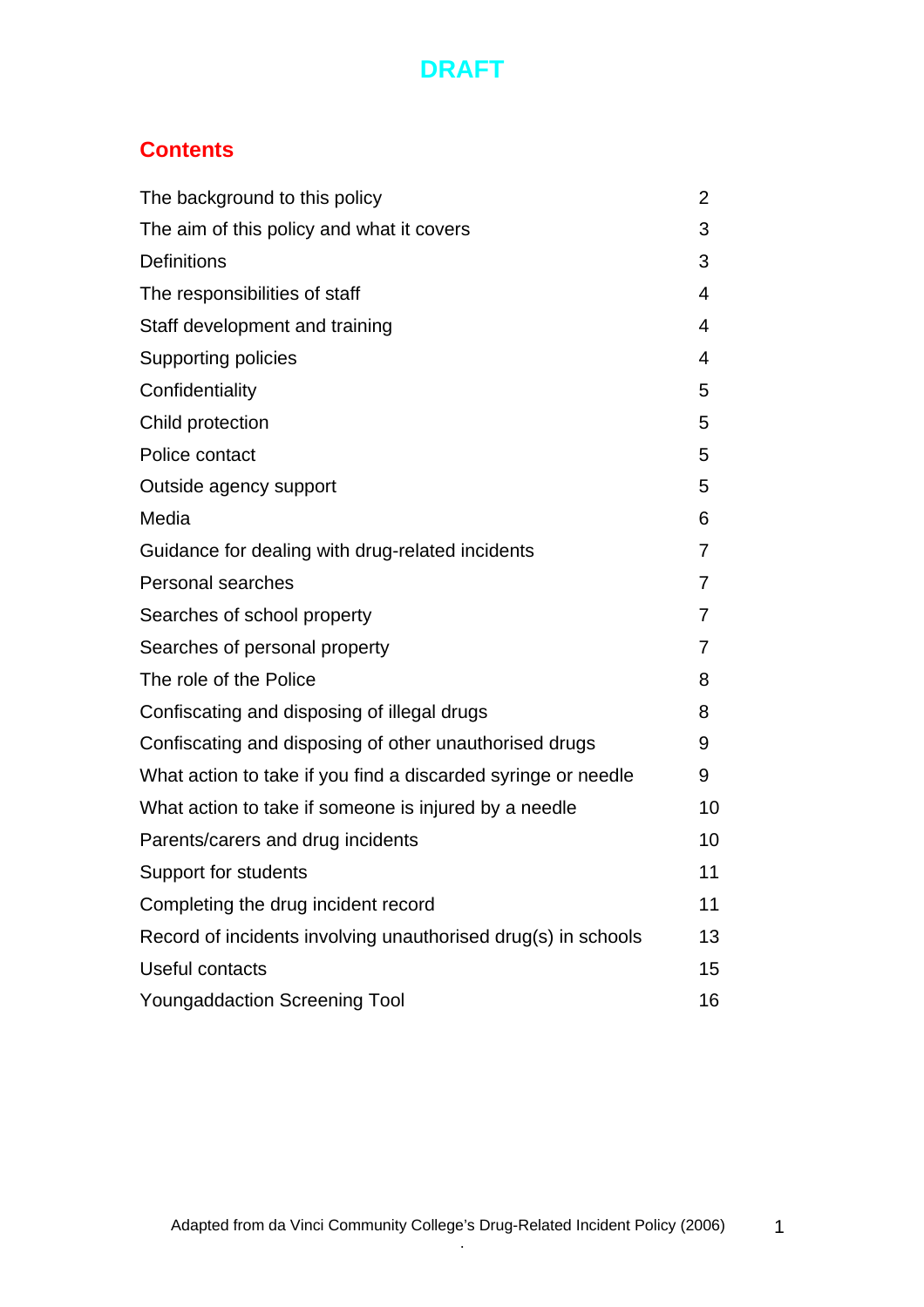DRAFT

## Contents

| | |
|---|---|
| The background to this policy | 2 |
| The aim of this policy and what it covers | 3 |
| Definitions | 3 |
| The responsibilities of staff | 4 |
| Staff development and training | 4 |
| Supporting policies | 4 |
| Confidentiality | 5 |
| Child protection | 5 |
| Police contact | 5 |
| Outside agency support | 5 |
| Media | 6 |
| Guidance for dealing with drug-related incidents | 7 |
| Personal searches | 7 |
| Searches of school property | 7 |
| Searches of personal property | 7 |
| The role of the Police | 8 |
| Confiscating and disposing of illegal drugs | 8 |
| Confiscating and disposing of other unauthorised drugs | 9 |
| What action to take if you find a discarded syringe or needle | 9 |
| What action to take if someone is injured by a needle | 10 |
| Parents/carers and drug incidents | 10 |
| Support for students | 11 |
| Completing the drug incident record | 11 |
| Record of incidents involving unauthorised drug(s) in schools | 13 |
| Useful contacts | 15 |
| Youngaddaction Screening Tool | 16 |

Adapted from da Vinci Community College's Drug-Related Incident Policy (2006)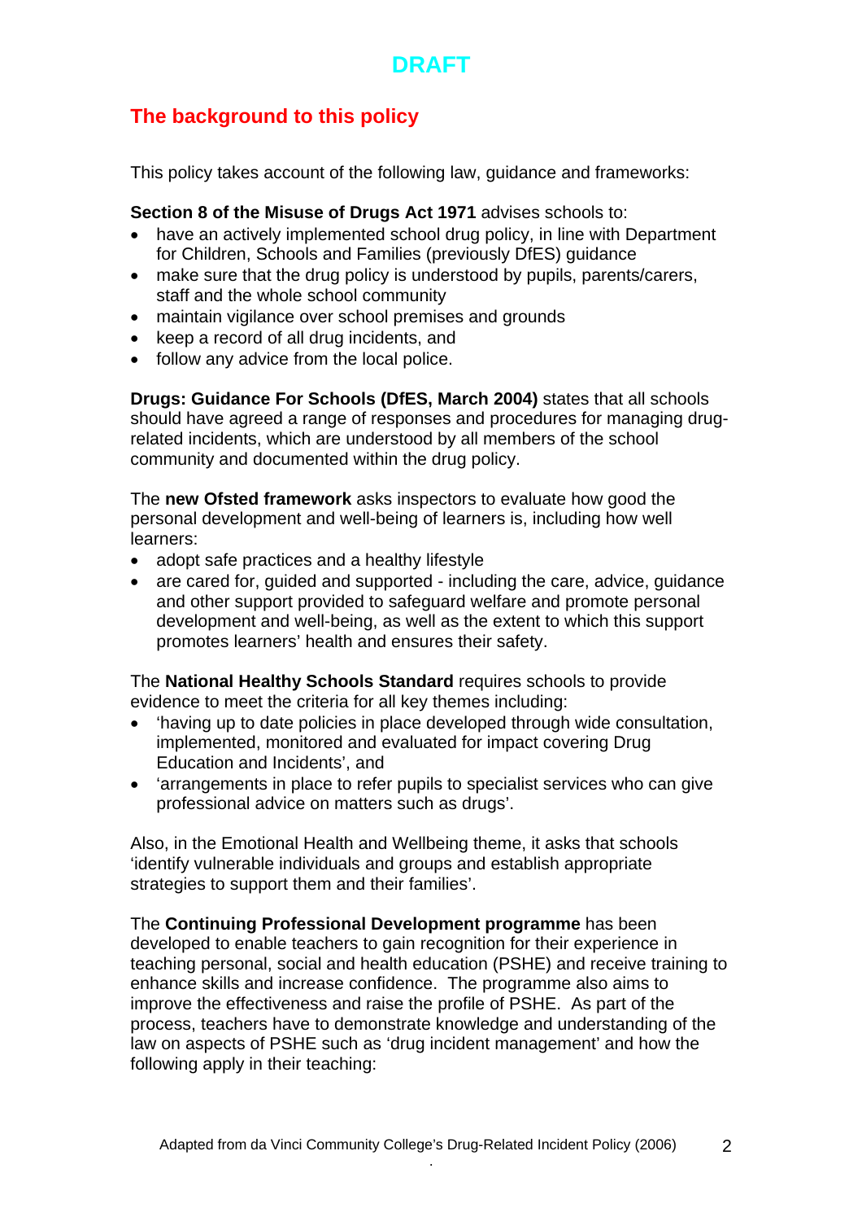DRAFT

## The background to this policy

This policy takes account of the following law, guidance and frameworks:

**Section 8 of the Misuse of Drugs Act 1971** advises schools to:

- have an actively implemented school drug policy, in line with Department for Children, Schools and Families (previously DfES) guidance
- make sure that the drug policy is understood by pupils, parents/carers, staff and the whole school community
- maintain vigilance over school premises and grounds
- keep a record of all drug incidents, and
- follow any advice from the local police.

**Drugs: Guidance For Schools (DfES, March 2004)** states that all schools should have agreed a range of responses and procedures for managing drug-related incidents, which are understood by all members of the school community and documented within the drug policy.

The **new Ofsted framework** asks inspectors to evaluate how good the personal development and well-being of learners is, including how well learners:

- adopt safe practices and a healthy lifestyle
- are cared for, guided and supported - including the care, advice, guidance and other support provided to safeguard welfare and promote personal development and well-being, as well as the extent to which this support promotes learners' health and ensures their safety.

The **National Healthy Schools Standard** requires schools to provide evidence to meet the criteria for all key themes including:

- 'having up to date policies in place developed through wide consultation, implemented, monitored and evaluated for impact covering Drug Education and Incidents', and
- 'arrangements in place to refer pupils to specialist services who can give professional advice on matters such as drugs'.

Also, in the Emotional Health and Wellbeing theme, it asks that schools 'identify vulnerable individuals and groups and establish appropriate strategies to support them and their families'.

The **Continuing Professional Development programme** has been developed to enable teachers to gain recognition for their experience in teaching personal, social and health education (PSHE) and receive training to enhance skills and increase confidence. The programme also aims to improve the effectiveness and raise the profile of PSHE. As part of the process, teachers have to demonstrate knowledge and understanding of the law on aspects of PSHE such as 'drug incident management' and how the following apply in their teaching:

Adapted from da Vinci Community College's Drug-Related Incident Policy (2006)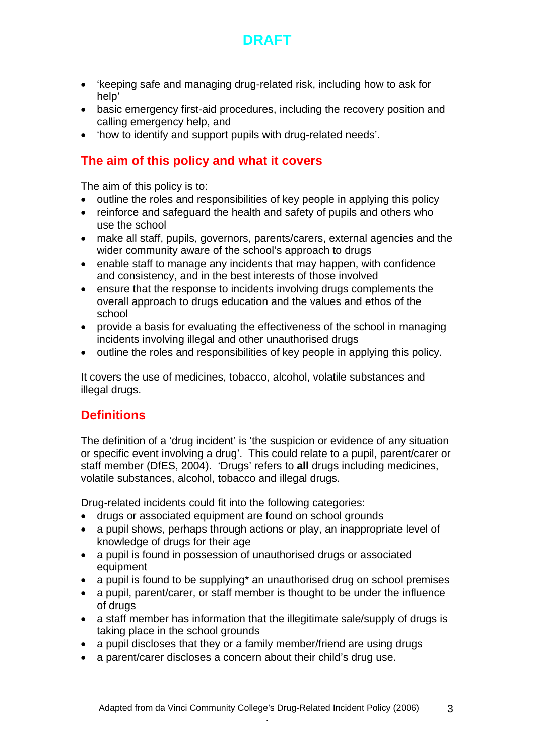- 'keeping safe and managing drug-related risk, including how to ask for help'
- basic emergency first-aid procedures, including the recovery position and calling emergency help, and
- 'how to identify and support pupils with drug-related needs'.

## The aim of this policy and what it covers

The aim of this policy is to:

- outline the roles and responsibilities of key people in applying this policy
- reinforce and safeguard the health and safety of pupils and others who use the school
- make all staff, pupils, governors, parents/carers, external agencies and the wider community aware of the school's approach to drugs
- enable staff to manage any incidents that may happen, with confidence and consistency, and in the best interests of those involved
- ensure that the response to incidents involving drugs complements the overall approach to drugs education and the values and ethos of the school
- provide a basis for evaluating the effectiveness of the school in managing incidents involving illegal and other unauthorised drugs
- outline the roles and responsibilities of key people in applying this policy.

It covers the use of medicines, tobacco, alcohol, volatile substances and illegal drugs.

## Definitions

The definition of a 'drug incident' is 'the suspicion or evidence of any situation or specific event involving a drug'. This could relate to a pupil, parent/carer or staff member (DfES, 2004). 'Drugs' refers to **all** drugs including medicines, volatile substances, alcohol, tobacco and illegal drugs.

Drug-related incidents could fit into the following categories:

- drugs or associated equipment are found on school grounds
- a pupil shows, perhaps through actions or play, an inappropriate level of knowledge of drugs for their age
- a pupil is found in possession of unauthorised drugs or associated equipment
- a pupil is found to be supplying* an unauthorised drug on school premises
- a pupil, parent/carer, or staff member is thought to be under the influence of drugs
- a staff member has information that the illegitimate sale/supply of drugs is taking place in the school grounds
- a pupil discloses that they or a family member/friend are using drugs
- a parent/carer discloses a concern about their child's drug use.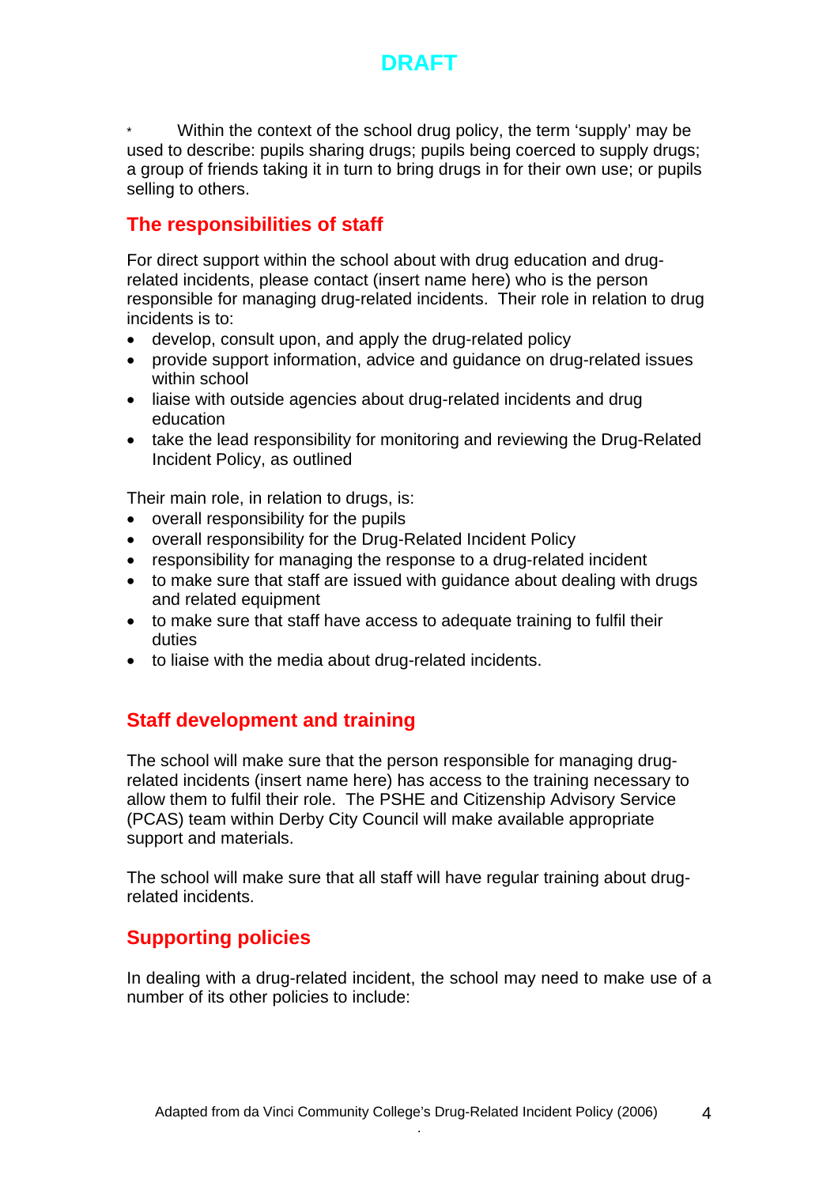DRAFT

\* Within the context of the school drug policy, the term 'supply' may be used to describe: pupils sharing drugs; pupils being coerced to supply drugs; a group of friends taking it in turn to bring drugs in for their own use; or pupils selling to others.

## The responsibilities of staff

For direct support within the school about with drug education and drug-related incidents, please contact (insert name here) who is the person responsible for managing drug-related incidents. Their role in relation to drug incidents is to:

- develop, consult upon, and apply the drug-related policy
- provide support information, advice and guidance on drug-related issues within school
- liaise with outside agencies about drug-related incidents and drug education
- take the lead responsibility for monitoring and reviewing the Drug-Related Incident Policy, as outlined

Their main role, in relation to drugs, is:

- overall responsibility for the pupils
- overall responsibility for the Drug-Related Incident Policy
- responsibility for managing the response to a drug-related incident
- to make sure that staff are issued with guidance about dealing with drugs and related equipment
- to make sure that staff have access to adequate training to fulfil their duties
- to liaise with the media about drug-related incidents.

## Staff development and training

The school will make sure that the person responsible for managing drug-related incidents (insert name here) has access to the training necessary to allow them to fulfil their role. The PSHE and Citizenship Advisory Service (PCAS) team within Derby City Council will make available appropriate support and materials.

The school will make sure that all staff will have regular training about drug-related incidents.

## Supporting policies

In dealing with a drug-related incident, the school may need to make use of a number of its other policies to include: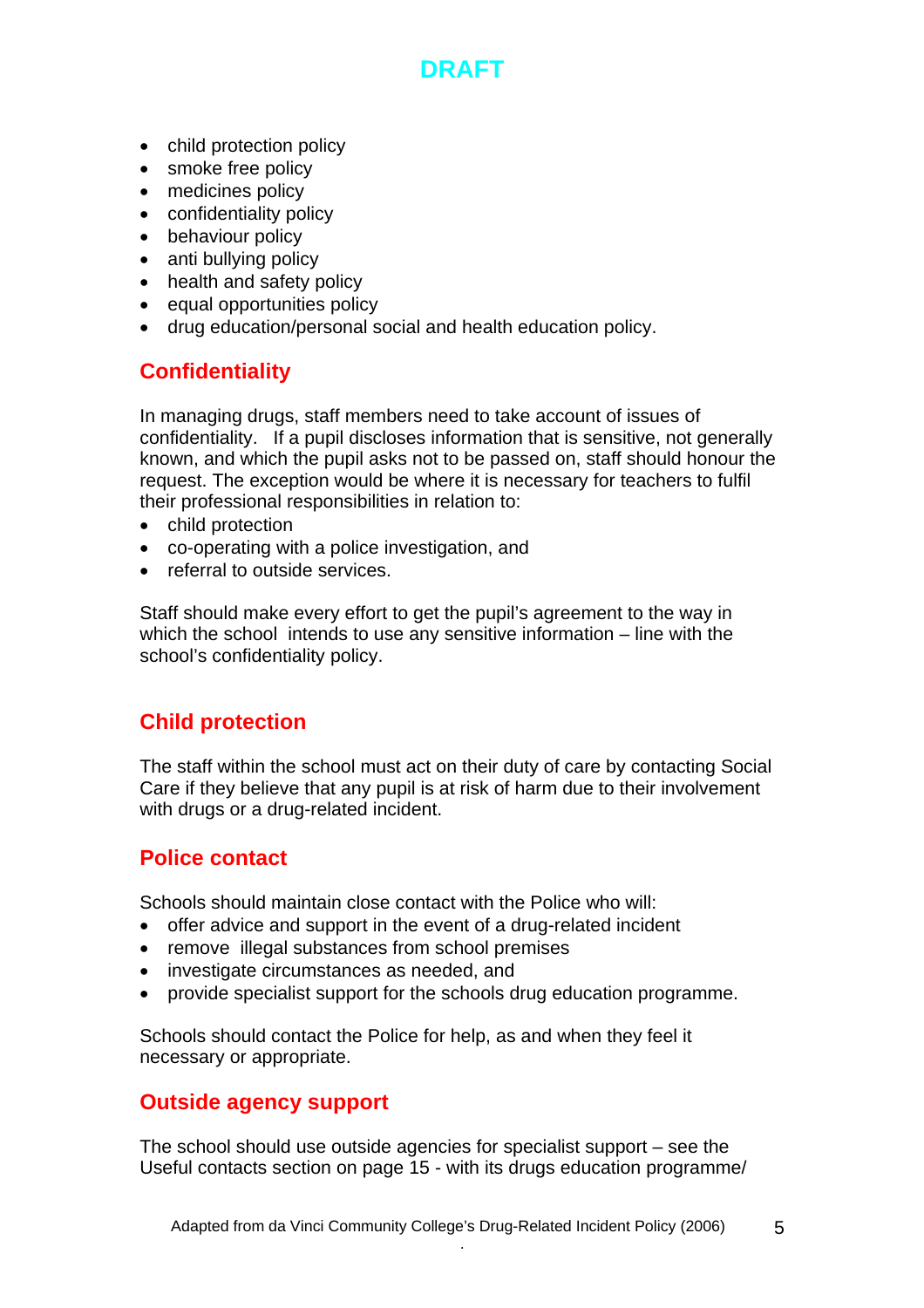- child protection policy
- smoke free policy
- medicines policy
- confidentiality policy
- behaviour policy
- anti bullying policy
- health and safety policy
- equal opportunities policy
- drug education/personal social and health education policy.

## Confidentiality

In managing drugs, staff members need to take account of issues of confidentiality. If a pupil discloses information that is sensitive, not generally known, and which the pupil asks not to be passed on, staff should honour the request. The exception would be where it is necessary for teachers to fulfil their professional responsibilities in relation to:

- child protection
- co-operating with a police investigation, and
- referral to outside services.

Staff should make every effort to get the pupil's agreement to the way in which the school intends to use any sensitive information – line with the school's confidentiality policy.

## Child protection

The staff within the school must act on their duty of care by contacting Social Care if they believe that any pupil is at risk of harm due to their involvement with drugs or a drug-related incident.

## Police contact

Schools should maintain close contact with the Police who will:

- offer advice and support in the event of a drug-related incident
- remove illegal substances from school premises
- investigate circumstances as needed, and
- provide specialist support for the schools drug education programme.

Schools should contact the Police for help, as and when they feel it necessary or appropriate.

## Outside agency support

The school should use outside agencies for specialist support – see the Useful contacts section on page 15 - with its drugs education programme/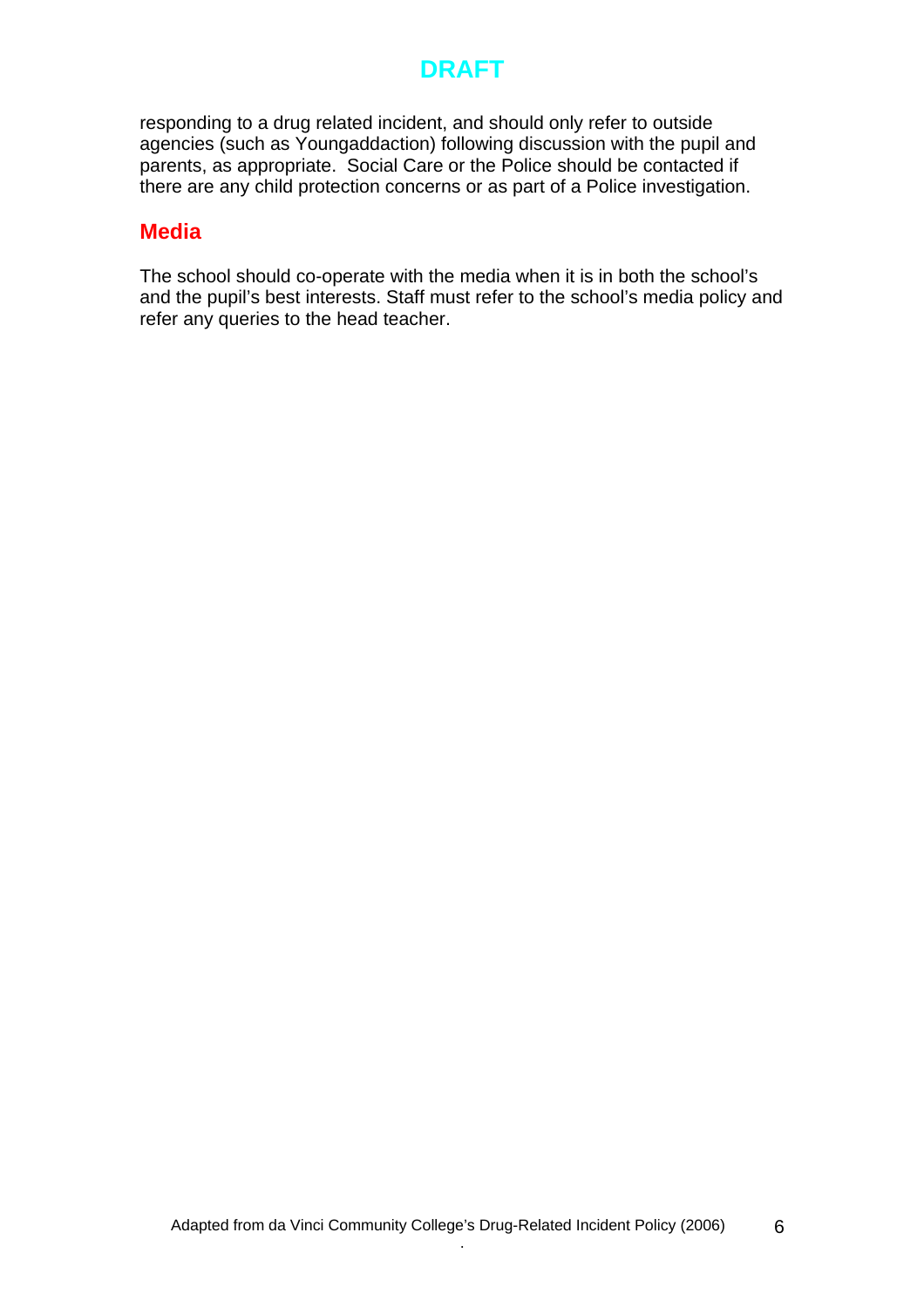responding to a drug related incident, and should only refer to outside agencies (such as Youngaddaction) following discussion with the pupil and parents, as appropriate. Social Care or the Police should be contacted if there are any child protection concerns or as part of a Police investigation.

## Media

The school should co-operate with the media when it is in both the school's and the pupil's best interests. Staff must refer to the school's media policy and refer any queries to the head teacher.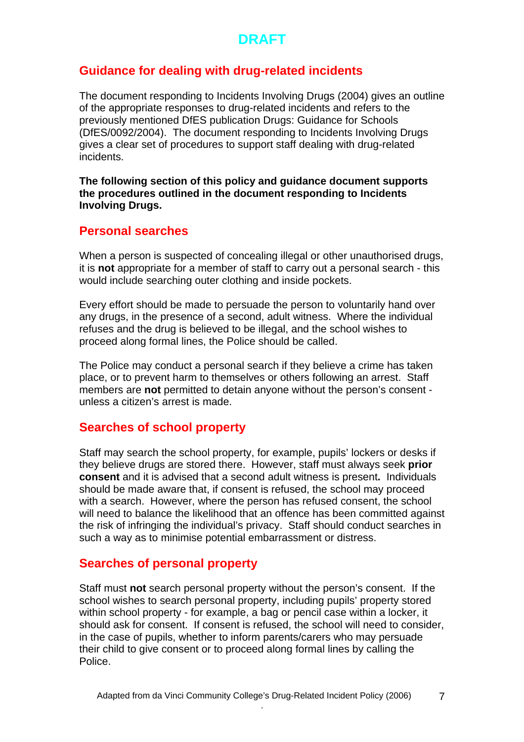DRAFT

## Guidance for dealing with drug-related incidents

The document responding to Incidents Involving Drugs (2004) gives an outline of the appropriate responses to drug-related incidents and refers to the previously mentioned DfES publication Drugs: Guidance for Schools (DfES/0092/2004). The document responding to Incidents Involving Drugs gives a clear set of procedures to support staff dealing with drug-related incidents.

**The following section of this policy and guidance document supports the procedures outlined in the document responding to Incidents Involving Drugs.**

## Personal searches

When a person is suspected of concealing illegal or other unauthorised drugs, it is **not** appropriate for a member of staff to carry out a personal search - this would include searching outer clothing and inside pockets.

Every effort should be made to persuade the person to voluntarily hand over any drugs, in the presence of a second, adult witness. Where the individual refuses and the drug is believed to be illegal, and the school wishes to proceed along formal lines, the Police should be called.

The Police may conduct a personal search if they believe a crime has taken place, or to prevent harm to themselves or others following an arrest. Staff members are **not** permitted to detain anyone without the person's consent - unless a citizen's arrest is made.

## Searches of school property

Staff may search the school property, for example, pupils' lockers or desks if they believe drugs are stored there. However, staff must always seek **prior consent** and it is advised that a second adult witness is present**.** Individuals should be made aware that, if consent is refused, the school may proceed with a search. However, where the person has refused consent, the school will need to balance the likelihood that an offence has been committed against the risk of infringing the individual's privacy. Staff should conduct searches in such a way as to minimise potential embarrassment or distress.

## Searches of personal property

Staff must **not** search personal property without the person's consent. If the school wishes to search personal property, including pupils' property stored within school property - for example, a bag or pencil case within a locker, it should ask for consent. If consent is refused, the school will need to consider, in the case of pupils, whether to inform parents/carers who may persuade their child to give consent or to proceed along formal lines by calling the Police.

Adapted from da Vinci Community College's Drug-Related Incident Policy (2006)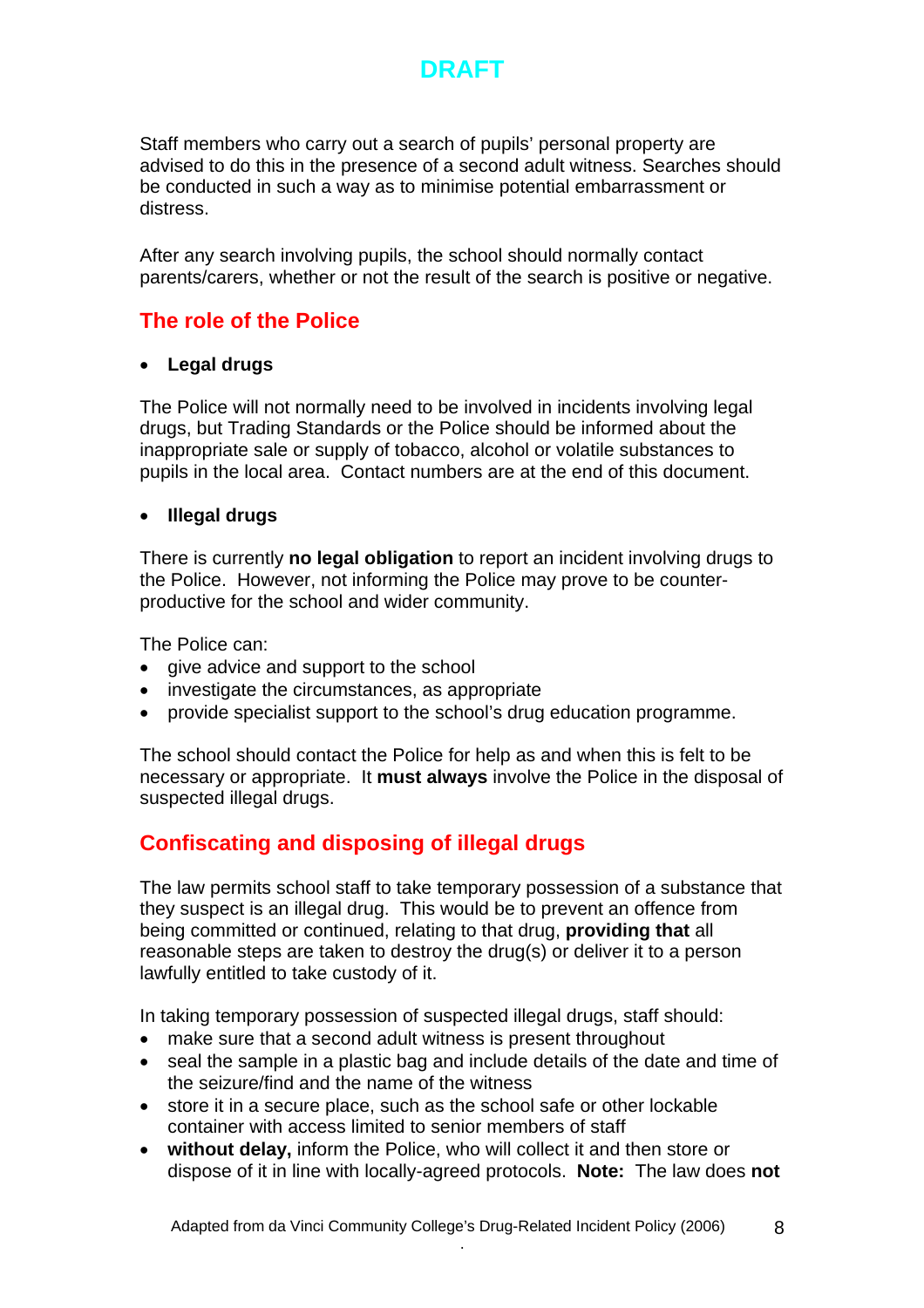Staff members who carry out a search of pupils' personal property are advised to do this in the presence of a second adult witness. Searches should be conducted in such a way as to minimise potential embarrassment or distress.

After any search involving pupils, the school should normally contact parents/carers, whether or not the result of the search is positive or negative.

## The role of the Police

- **Legal drugs**

The Police will not normally need to be involved in incidents involving legal drugs, but Trading Standards or the Police should be informed about the inappropriate sale or supply of tobacco, alcohol or volatile substances to pupils in the local area. Contact numbers are at the end of this document.

- **Illegal drugs**

There is currently **no legal obligation** to report an incident involving drugs to the Police. However, not informing the Police may prove to be counter-productive for the school and wider community.

The Police can:

- give advice and support to the school
- investigate the circumstances, as appropriate
- provide specialist support to the school's drug education programme.

The school should contact the Police for help as and when this is felt to be necessary or appropriate. It **must always** involve the Police in the disposal of suspected illegal drugs.

## Confiscating and disposing of illegal drugs

The law permits school staff to take temporary possession of a substance that they suspect is an illegal drug. This would be to prevent an offence from being committed or continued, relating to that drug, **providing that** all reasonable steps are taken to destroy the drug(s) or deliver it to a person lawfully entitled to take custody of it.

In taking temporary possession of suspected illegal drugs, staff should:

- make sure that a second adult witness is present throughout
- seal the sample in a plastic bag and include details of the date and time of the seizure/find and the name of the witness
- store it in a secure place, such as the school safe or other lockable container with access limited to senior members of staff
- **without delay,** inform the Police, who will collect it and then store or dispose of it in line with locally-agreed protocols. **Note:** The law does **not**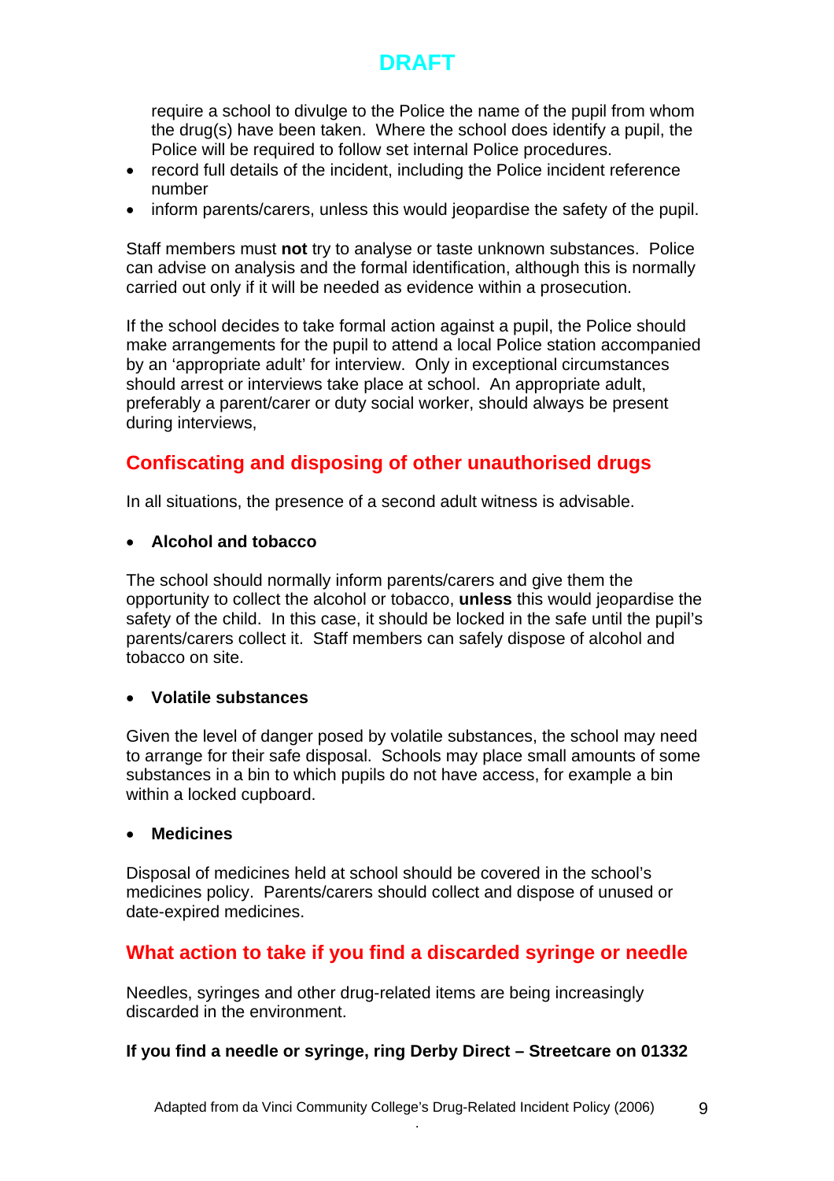require a school to divulge to the Police the name of the pupil from whom the drug(s) have been taken. Where the school does identify a pupil, the Police will be required to follow set internal Police procedures.

- record full details of the incident, including the Police incident reference number
- inform parents/carers, unless this would jeopardise the safety of the pupil.

Staff members must **not** try to analyse or taste unknown substances. Police can advise on analysis and the formal identification, although this is normally carried out only if it will be needed as evidence within a prosecution.

If the school decides to take formal action against a pupil, the Police should make arrangements for the pupil to attend a local Police station accompanied by an 'appropriate adult' for interview. Only in exceptional circumstances should arrest or interviews take place at school. An appropriate adult, preferably a parent/carer or duty social worker, should always be present during interviews,

## Confiscating and disposing of other unauthorised drugs

In all situations, the presence of a second adult witness is advisable.

- **Alcohol and tobacco**

The school should normally inform parents/carers and give them the opportunity to collect the alcohol or tobacco, **unless** this would jeopardise the safety of the child. In this case, it should be locked in the safe until the pupil's parents/carers collect it. Staff members can safely dispose of alcohol and tobacco on site.

- **Volatile substances**

Given the level of danger posed by volatile substances, the school may need to arrange for their safe disposal. Schools may place small amounts of some substances in a bin to which pupils do not have access, for example a bin within a locked cupboard.

- **Medicines**

Disposal of medicines held at school should be covered in the school's medicines policy. Parents/carers should collect and dispose of unused or date-expired medicines.

## What action to take if you find a discarded syringe or needle

Needles, syringes and other drug-related items are being increasingly discarded in the environment.

**If you find a needle or syringe, ring Derby Direct – Streetcare on 01332**

Adapted from da Vinci Community College's Drug-Related Incident Policy (2006)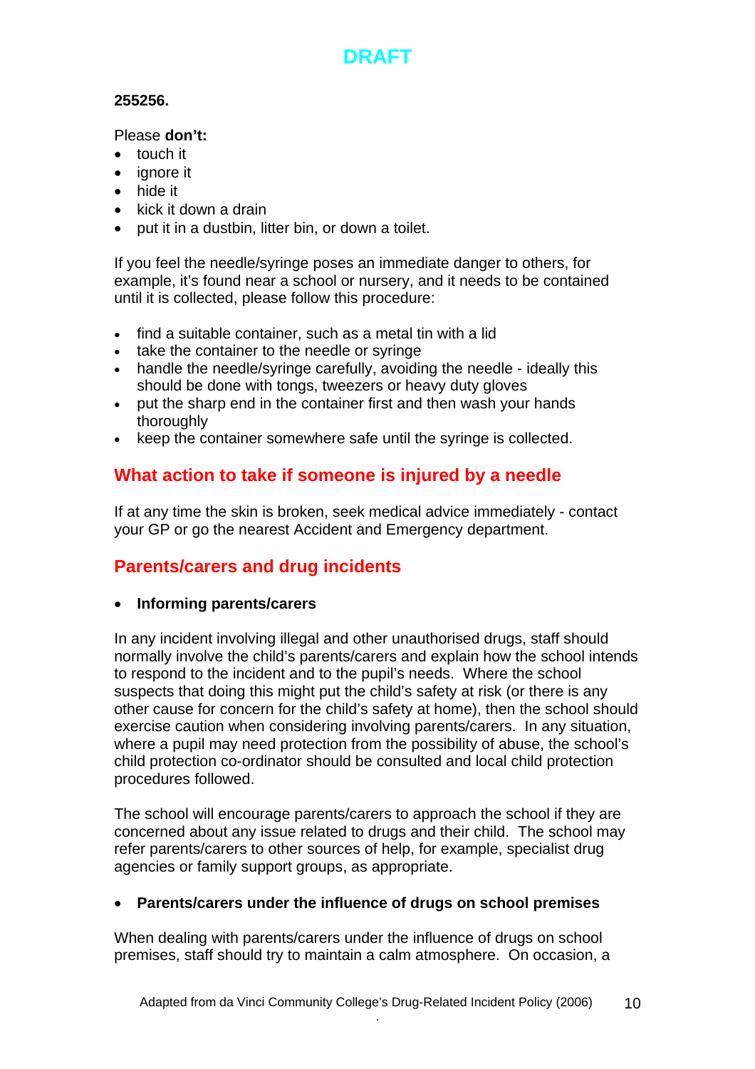**255256.**

Please **don't:**

- touch it
- ignore it
- hide it
- kick it down a drain
- put it in a dustbin, litter bin, or down a toilet.

If you feel the needle/syringe poses an immediate danger to others, for example, it's found near a school or nursery, and it needs to be contained until it is collected, please follow this procedure:

- find a suitable container, such as a metal tin with a lid
- take the container to the needle or syringe
- handle the needle/syringe carefully, avoiding the needle - ideally this should be done with tongs, tweezers or heavy duty gloves
- put the sharp end in the container first and then wash your hands thoroughly
- keep the container somewhere safe until the syringe is collected.

## What action to take if someone is injured by a needle

If at any time the skin is broken, seek medical advice immediately - contact your GP or go the nearest Accident and Emergency department.

## Parents/carers and drug incidents

- **Informing parents/carers**

In any incident involving illegal and other unauthorised drugs, staff should normally involve the child's parents/carers and explain how the school intends to respond to the incident and to the pupil's needs. Where the school suspects that doing this might put the child's safety at risk (or there is any other cause for concern for the child's safety at home), then the school should exercise caution when considering involving parents/carers. In any situation, where a pupil may need protection from the possibility of abuse, the school's child protection co-ordinator should be consulted and local child protection procedures followed.

The school will encourage parents/carers to approach the school if they are concerned about any issue related to drugs and their child. The school may refer parents/carers to other sources of help, for example, specialist drug agencies or family support groups, as appropriate.

- **Parents/carers under the influence of drugs on school premises**

When dealing with parents/carers under the influence of drugs on school premises, staff should try to maintain a calm atmosphere. On occasion, a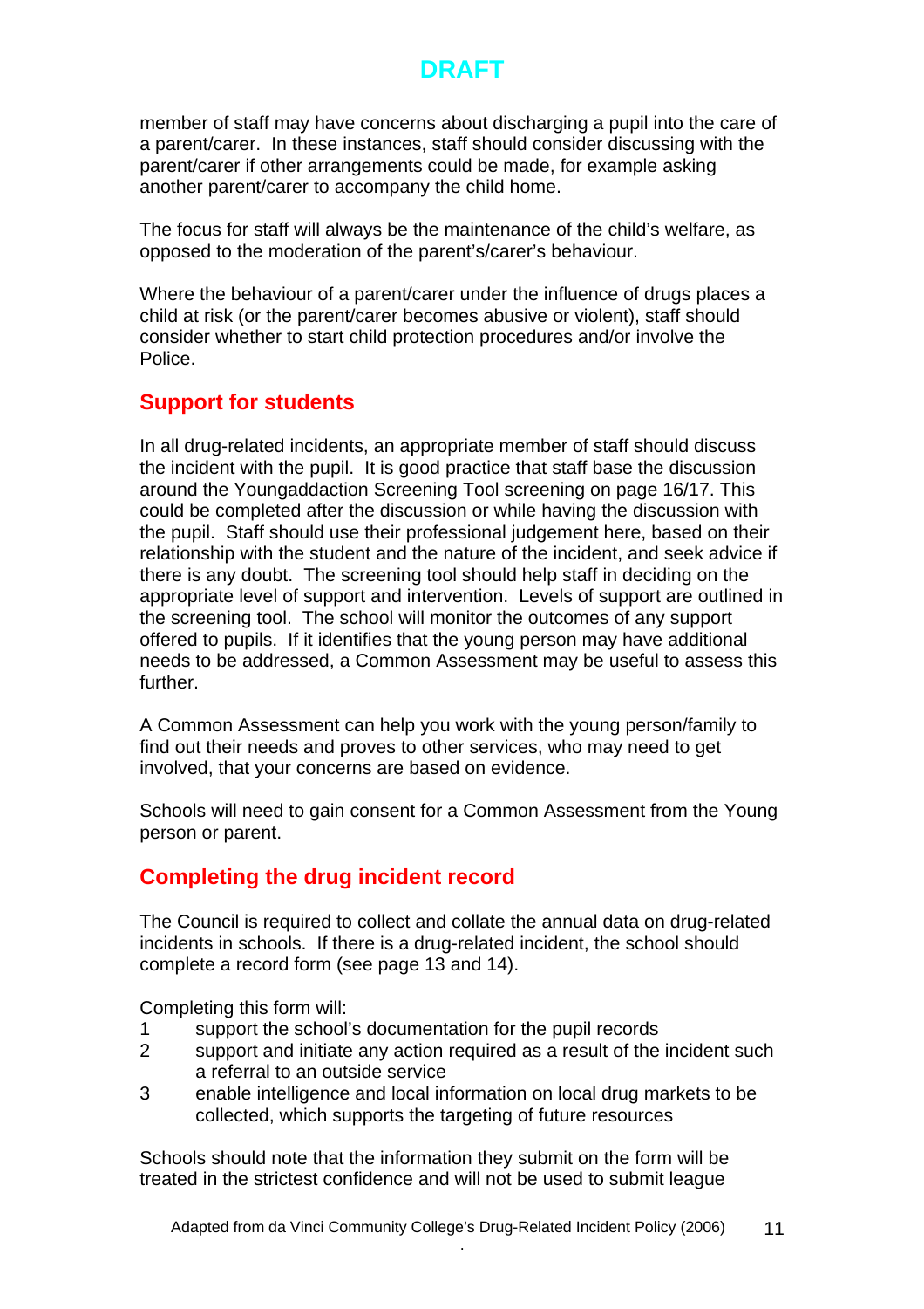member of staff may have concerns about discharging a pupil into the care of a parent/carer. In these instances, staff should consider discussing with the parent/carer if other arrangements could be made, for example asking another parent/carer to accompany the child home.

The focus for staff will always be the maintenance of the child's welfare, as opposed to the moderation of the parent's/carer's behaviour.

Where the behaviour of a parent/carer under the influence of drugs places a child at risk (or the parent/carer becomes abusive or violent), staff should consider whether to start child protection procedures and/or involve the Police.

## Support for students

In all drug-related incidents, an appropriate member of staff should discuss the incident with the pupil. It is good practice that staff base the discussion around the Youngaddaction Screening Tool screening on page 16/17. This could be completed after the discussion or while having the discussion with the pupil. Staff should use their professional judgement here, based on their relationship with the student and the nature of the incident, and seek advice if there is any doubt. The screening tool should help staff in deciding on the appropriate level of support and intervention. Levels of support are outlined in the screening tool. The school will monitor the outcomes of any support offered to pupils. If it identifies that the young person may have additional needs to be addressed, a Common Assessment may be useful to assess this further.

A Common Assessment can help you work with the young person/family to find out their needs and proves to other services, who may need to get involved, that your concerns are based on evidence.

Schools will need to gain consent for a Common Assessment from the Young person or parent.

## Completing the drug incident record

The Council is required to collect and collate the annual data on drug-related incidents in schools. If there is a drug-related incident, the school should complete a record form (see page 13 and 14).

Completing this form will:

1. support the school's documentation for the pupil records
2. support and initiate any action required as a result of the incident such a referral to an outside service
3. enable intelligence and local information on local drug markets to be collected, which supports the targeting of future resources

Schools should note that the information they submit on the form will be treated in the strictest confidence and will not be used to submit league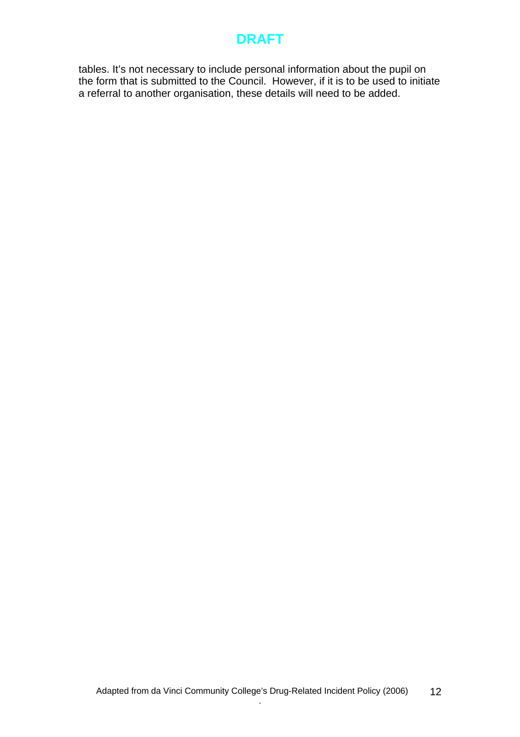tables. It's not necessary to include personal information about the pupil on the form that is submitted to the Council.  However, if it is to be used to initiate a referral to another organisation, these details will need to be added.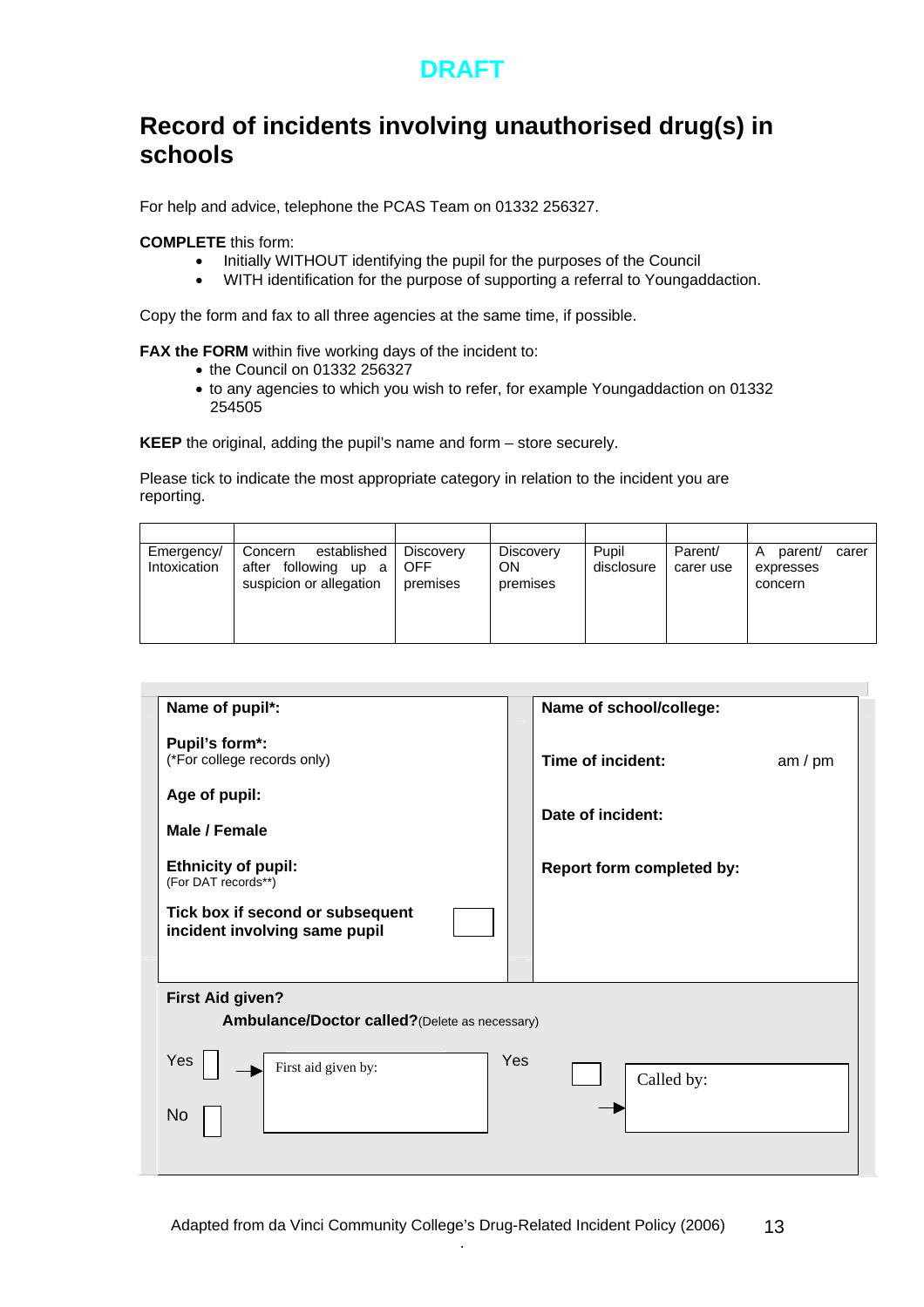DRAFT

# Record of incidents involving unauthorised drug(s) in schools

For help and advice, telephone the PCAS Team on 01332 256327.

**COMPLETE** this form:

- Initially WITHOUT identifying the pupil for the purposes of the Council
- WITH identification for the purpose of supporting a referral to Youngaddaction.

Copy the form and fax to all three agencies at the same time, if possible.

**FAX the FORM** within five working days of the incident to:

- the Council on 01332 256327
- to any agencies to which you wish to refer, for example Youngaddaction on 01332 254505

**KEEP** the original, adding the pupil's name and form – store securely.

Please tick to indicate the most appropriate category in relation to the incident you are reporting.

| | | | | | | |
|---|---|---|---|---|---|---|
| Emergency/ Intoxication | Concern established after following up a suspicion or allegation | Discovery OFF premises | Discovery ON premises | Pupil disclosure | Parent/ carer use | A parent/ carer expresses concern |

| | |
|---|---|
| **Name of pupil*:** | **Name of school/college:** |
| **Pupil's form*:** (*For college records only) | **Time of incident:** am / pm |
| **Age of pupil:** | **Date of incident:** |
| **Male / Female** | |
| **Ethnicity of pupil:** (For DAT records**) | **Report form completed by:** |
| **Tick box if second or subsequent incident involving same pupil** ☐ | |

**First Aid given?**

**Ambulance/Doctor called?** (Delete as necessary)

| | | | |
|---|---|---|---|
| Yes ☐ → | First aid given by: | Yes ☐ → | Called by: |
| No ☐ | | | |

Adapted from da Vinci Community College's Drug-Related Incident Policy (2006)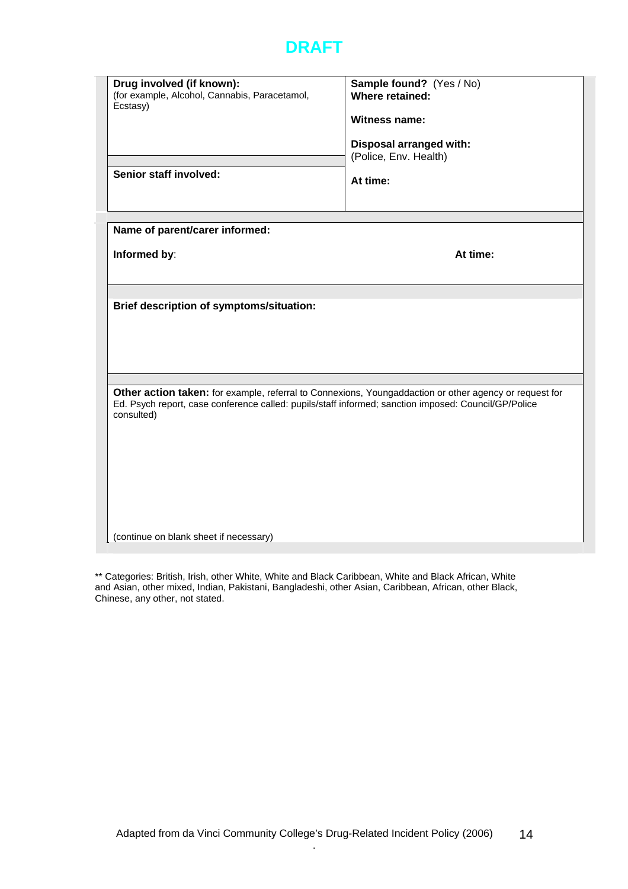DRAFT

| **Drug involved (if known):** (for example, Alcohol, Cannabis, Paracetamol, Ecstasy) | **Sample found?** (Yes / No) **Where retained:** **Witness name:** **Disposal arranged with:** (Police, Env. Health) |
|---|---|
| **Senior staff involved:** | **At time:** |

| | |
|---|---|
| **Name of parent/carer informed:** | |
| **Informed by**: | **At time:** |

**Brief description of symptoms/situation:**

**Other action taken:** for example, referral to Connexions, Youngaddaction or other agency or request for Ed. Psych report, case conference called: pupils/staff informed; sanction imposed: Council/GP/Police consulted)

(continue on blank sheet if necessary)

** Categories: British, Irish, other White, White and Black Caribbean, White and Black African, White and Asian, other mixed, Indian, Pakistani, Bangladeshi, other Asian, Caribbean, African, other Black, Chinese, any other, not stated.

Adapted from da Vinci Community College's Drug-Related Incident Policy (2006)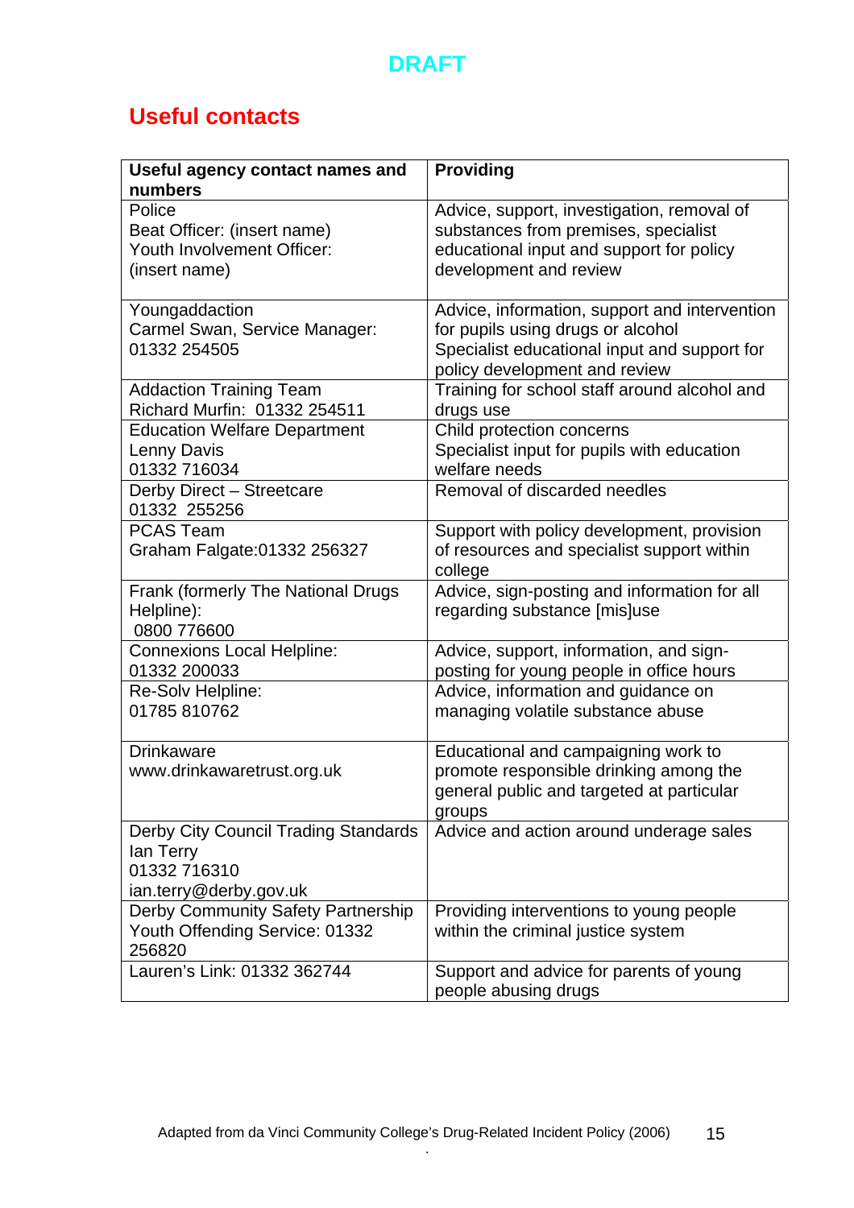DRAFT

## Useful contacts

| Useful agency contact names and numbers | Providing |
|---|---|
| Police<br>Beat Officer: (insert name)<br>Youth Involvement Officer: (insert name) | Advice, support, investigation, removal of substances from premises, specialist educational input and support for policy development and review |
| Youngaddaction<br>Carmel Swan, Service Manager: 01332 254505 | Advice, information, support and intervention for pupils using drugs or alcohol<br>Specialist educational input and support for policy development and review |
| Addaction Training Team<br>Richard Murfin: 01332 254511 | Training for school staff around alcohol and drugs use |
| Education Welfare Department<br>Lenny Davis<br>01332 716034 | Child protection concerns<br>Specialist input for pupils with education welfare needs |
| Derby Direct – Streetcare<br>01332 255256 | Removal of discarded needles |
| PCAS Team<br>Graham Falgate:01332 256327 | Support with policy development, provision of resources and specialist support within college |
| Frank (formerly The National Drugs Helpline):<br>0800 776600 | Advice, sign-posting and information for all regarding substance [mis]use |
| Connexions Local Helpline:<br>01332 200033 | Advice, support, information, and sign-posting for young people in office hours |
| Re-Solv Helpline:<br>01785 810762 | Advice, information and guidance on managing volatile substance abuse |
| Drinkaware<br>www.drinkawaretrust.org.uk | Educational and campaigning work to promote responsible drinking among the general public and targeted at particular groups |
| Derby City Council Trading Standards<br>Ian Terry<br>01332 716310<br>ian.terry@derby.gov.uk | Advice and action around underage sales |
| Derby Community Safety Partnership Youth Offending Service: 01332 256820 | Providing interventions to young people within the criminal justice system |
| Lauren's Link: 01332 362744 | Support and advice for parents of young people abusing drugs |

Adapted from da Vinci Community College's Drug-Related Incident Policy (2006)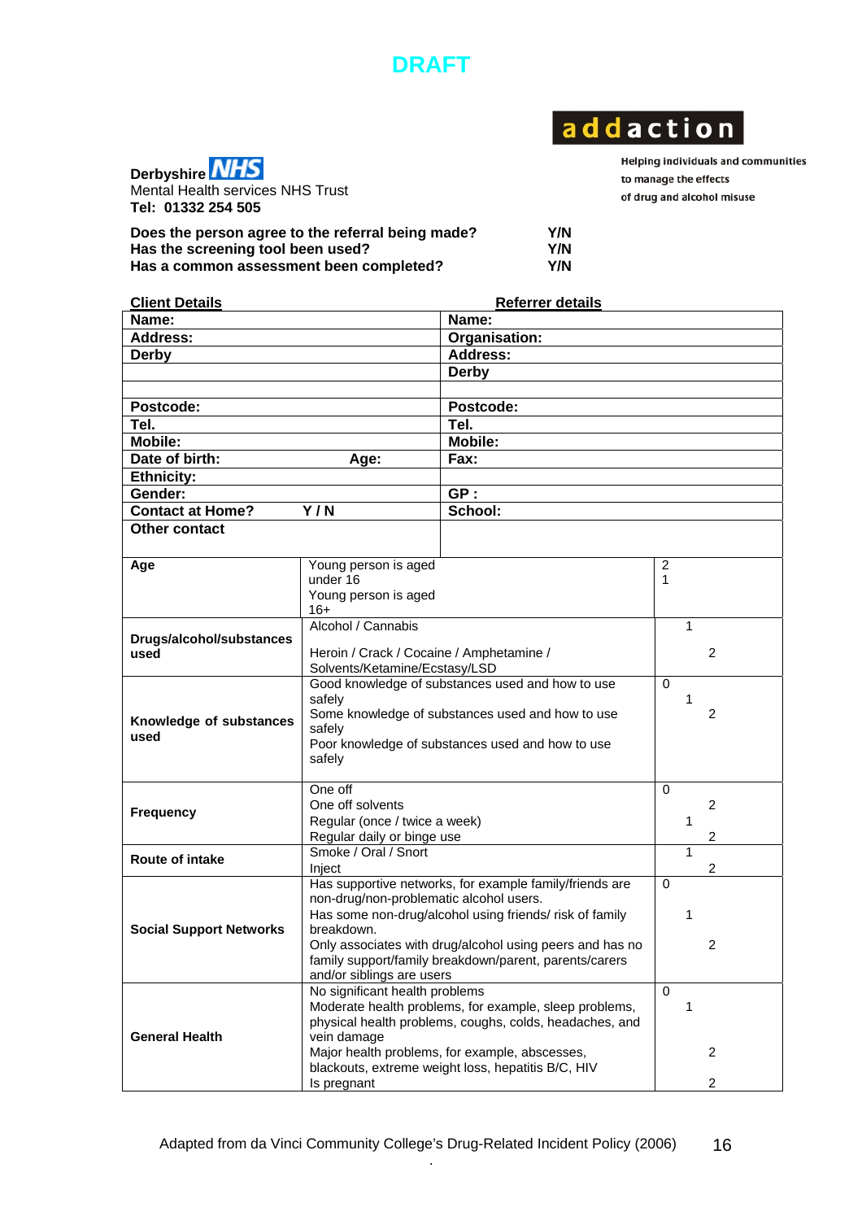DRAFT

**Derbyshire NHS**
Mental Health services NHS Trust
**Tel: 01332 254 505**

**addaction**
Helping individuals and communities to manage the effects of drug and alcohol misuse

| | |
|---|---|
| **Does the person agree to the referral being made?** | **Y/N** |
| **Has the screening tool been used?** | **Y/N** |
| **Has a common assessment been completed?** | **Y/N** |

| **Client Details** | | **Referrer details** |
|---|---|---|
| **Name:** | | **Name:** |
| **Address:** | | **Organisation:** |
| **Derby** | | **Address:** |
| | | **Derby** |
| | | |
| **Postcode:** | | **Postcode:** |
| **Tel.** | | **Tel.** |
| **Mobile:** | | **Mobile:** |
| **Date of birth:** | **Age:** | **Fax:** |
| **Ethnicity:** | | |
| **Gender:** | | **GP :** |
| **Contact at Home?** | **Y / N** | **School:** |
| **Other contact** | | |

| | | |
|---|---|---|
| **Age** | Young person is aged under 16 | 2 |
| | Young person is aged 16+ | 1 |
| **Drugs/alcohol/substances used** | Alcohol / Cannabis | 1 |
| | Heroin / Crack / Cocaine / Amphetamine / Solvents/Ketamine/Ecstasy/LSD | 2 |
| **Knowledge of substances used** | Good knowledge of substances used and how to use safely | 0 |
| | Some knowledge of substances used and how to use safely | 1 |
| | Poor knowledge of substances used and how to use safely | 2 |
| **Frequency** | One off | 0 |
| | One off solvents | 2 |
| | Regular (once / twice a week) | 1 |
| | Regular daily or binge use | 2 |
| **Route of intake** | Smoke / Oral / Snort | 1 |
| | Inject | 2 |
| **Social Support Networks** | Has supportive networks, for example family/friends are non-drug/non-problematic alcohol users. | 0 |
| | Has some non-drug/alcohol using friends/ risk of family breakdown. | 1 |
| | Only associates with drug/alcohol using peers and has no family support/family breakdown/parent, parents/carers and/or siblings are users | 2 |
| **General Health** | No significant health problems | 0 |
| | Moderate health problems, for example, sleep problems, physical health problems, coughs, colds, headaches, and vein damage | 1 |
| | Major health problems, for example, abscesses, blackouts, extreme weight loss, hepatitis B/C, HIV | 2 |
| | Is pregnant | 2 |

Adapted from da Vinci Community College's Drug-Related Incident Policy (2006)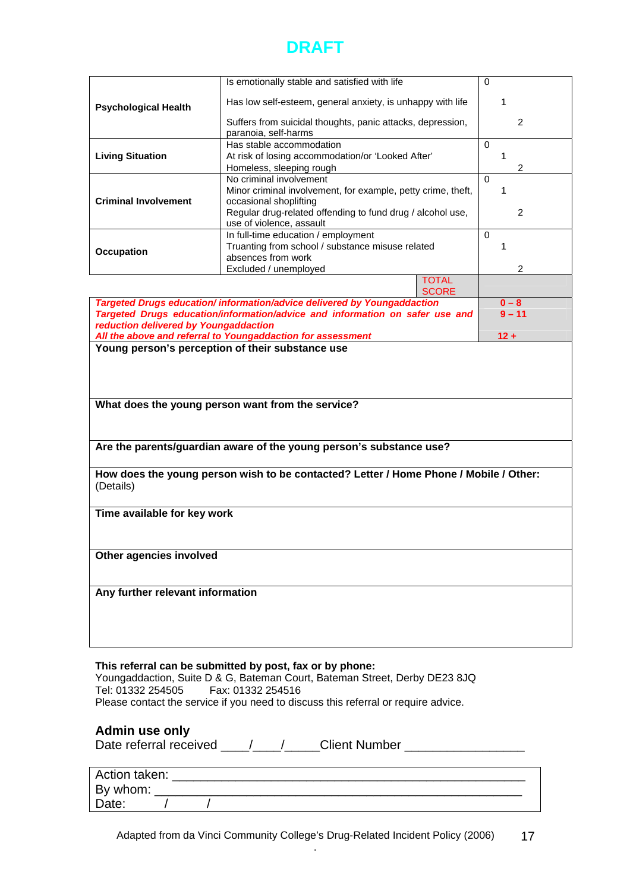DRAFT

| | | |
|---|---|---|
| **Psychological Health** | Is emotionally stable and satisfied with life | 0 |
| | Has low self-esteem, general anxiety, is unhappy with life | 1 |
| | Suffers from suicidal thoughts, panic attacks, depression, paranoia, self-harms | 2 |
| **Living Situation** | Has stable accommodation | 0 |
| | At risk of losing accommodation/or 'Looked After' | 1 |
| | Homeless, sleeping rough | 2 |
| **Criminal Involvement** | No criminal involvement | 0 |
| | Minor criminal involvement, for example, petty crime, theft, occasional shoplifting | 1 |
| | Regular drug-related offending to fund drug / alcohol use, use of violence, assault | 2 |
| **Occupation** | In full-time education / employment | 0 |
| | Truanting from school / substance misuse related absences from work | 1 |
| | Excluded / unemployed | 2 |
| | TOTAL SCORE | |

| | |
|---|---|
| ***Targeted Drugs education/ information/advice delivered by Youngaddaction*** | **0 – 8** |
| ***Targeted Drugs education/information/advice and information on safer use and reduction delivered by Youngaddaction*** | **9 – 11** |
| ***All the above and referral to Youngaddaction for assessment*** | **12 +** |

| |
|---|
| **Young person's perception of their substance use** |
| **What does the young person want from the service?** |
| **Are the parents/guardian aware of the young person's substance use?** |
| **How does the young person wish to be contacted? Letter / Home Phone / Mobile / Other:** (Details) |
| **Time available for key work** |
| **Other agencies involved** |
| **Any further relevant information** |

**This referral can be submitted by post, fax or by phone:**
Youngaddaction, Suite D & G, Bateman Court, Bateman Street, Derby DE23 8JQ
Tel: 01332 254505 Fax: 01332 254516
Please contact the service if you need to discuss this referral or require advice.

**Admin use only**
Date referral received \_\_\_\_/\_\_\_\_/\_\_\_\_\_ Client Number \_\_\_\_\_\_\_\_\_\_\_\_\_\_\_\_\_

Action taken: \_\_\_\_\_\_\_\_\_\_\_\_\_\_\_\_\_\_\_\_\_\_\_\_\_\_\_\_\_\_\_\_\_\_\_\_\_\_\_\_\_\_\_\_\_\_\_\_\_\_
By whom: \_\_\_\_\_\_\_\_\_\_\_\_\_\_\_\_\_\_\_\_\_\_\_\_\_\_\_\_\_\_\_\_\_\_\_\_\_\_\_\_\_\_\_\_\_\_\_\_\_\_\_\_
Date: / /

Adapted from da Vinci Community College's Drug-Related Incident Policy (2006)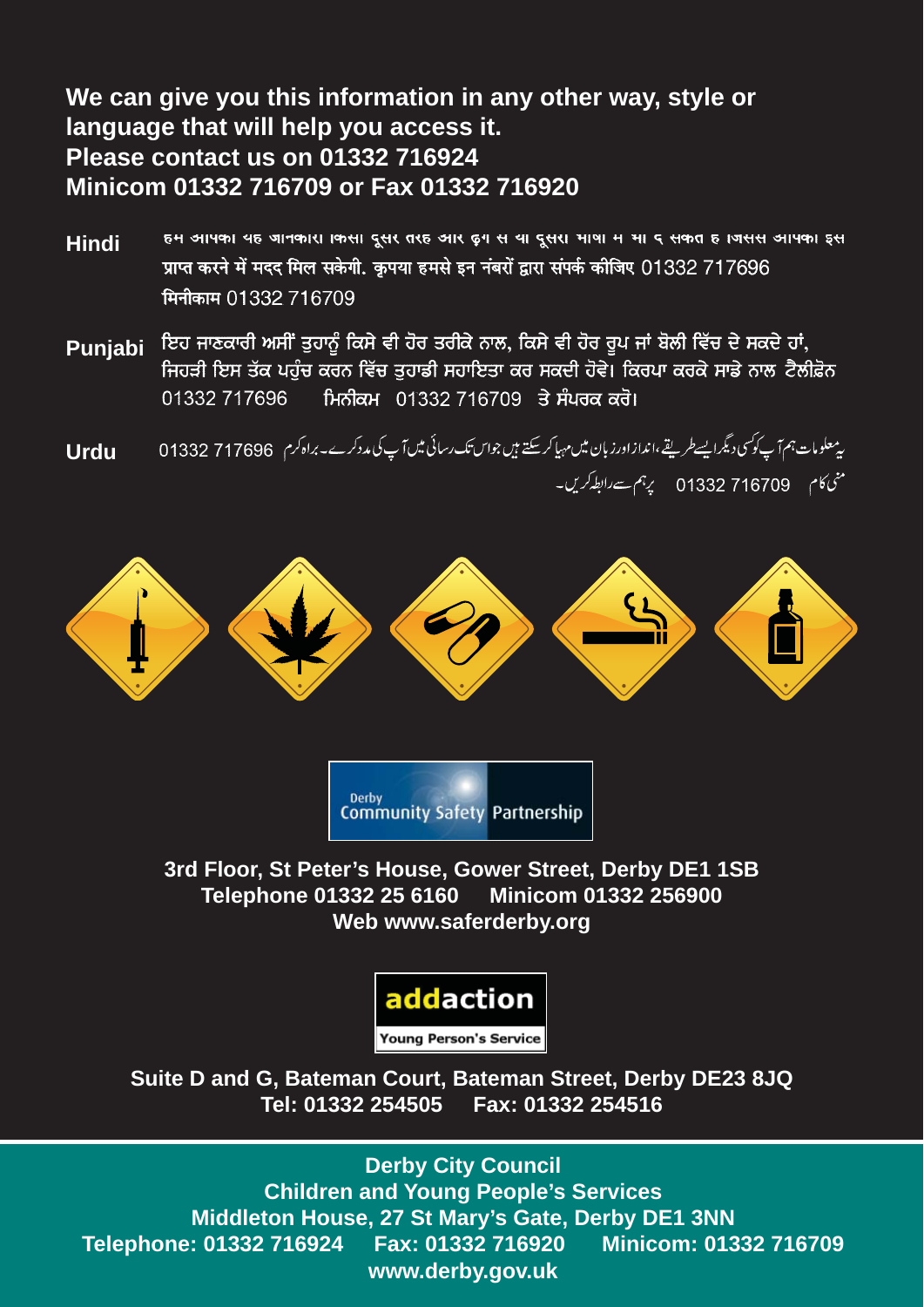**We can give you this information in any other way, style or language that will help you access it.**
**Please contact us on 01332 716924**
**Minicom 01332 716709 or Fax 01332 716920**

**Hindi** हम आपको यह जानकारी किसी दूसरे तरह और ढंग से या दूसरी भाषा में भी दे सकते हैं जिससे आपको इसे प्राप्त करने में मदद मिल सकेगी. कृपया हमसे इन नंबरों द्वारा संपर्क कीजिए 01332 717696 मिनीकाम 01332 716709

**Punjabi** ਇਹ ਜਾਣਕਾਰੀ ਅਸੀਂ ਤੁਹਾਨੂੰ ਕਿਸੇ ਵੀ ਹੋਰ ਤਰੀਕੇ ਨਾਲ, ਕਿਸੇ ਵੀ ਹੋਰ ਰੂਪ ਜਾਂ ਬੋਲੀ ਵਿੱਚ ਦੇ ਸਕਦੇ ਹਾਂ, ਜਿਹੜੀ ਇਸ ਤੱਕ ਪਹੁੰਚ ਕਰਨ ਵਿੱਚ ਤੁਹਾਡੀ ਸਹਾਇਤਾ ਕਰ ਸਕਦੀ ਹੋਵੇ। ਕਿਰਪਾ ਕਰਕੇ ਸਾਡੇ ਨਾਲ ਟੈਲੀਫ਼ੋਨ 01332 717696 ਮਿਨੀਕਮ 01332 716709 ਤੇ ਸੰਪਰਕ ਕਰੋ।

**Urdu** یہ معلومات ہم آپ کو کسی دیگر ایسے طریقے، انداز اور زبان میں مہیا کر سکتے ہیں جو اس تک رسائی میں آپ کی مدد کرے۔ براہ کرم 01332 717696 منی کام 01332 716709 پر ہم سے رابطہ کریں۔

Derby Community Safety Partnership

**3rd Floor, St Peter's House, Gower Street, Derby DE1 1SB**
**Telephone 01332 25 6160 Minicom 01332 256900**
**Web www.saferderby.org**

addaction
Young Person's Service

**Suite D and G, Bateman Court, Bateman Street, Derby DE23 8JQ**
**Tel: 01332 254505 Fax: 01332 254516**

**Derby City Council**
**Children and Young People's Services**
**Middleton House, 27 St Mary's Gate, Derby DE1 3NN**
**Telephone: 01332 716924 Fax: 01332 716920 Minicom: 01332 716709**
**www.derby.gov.uk**